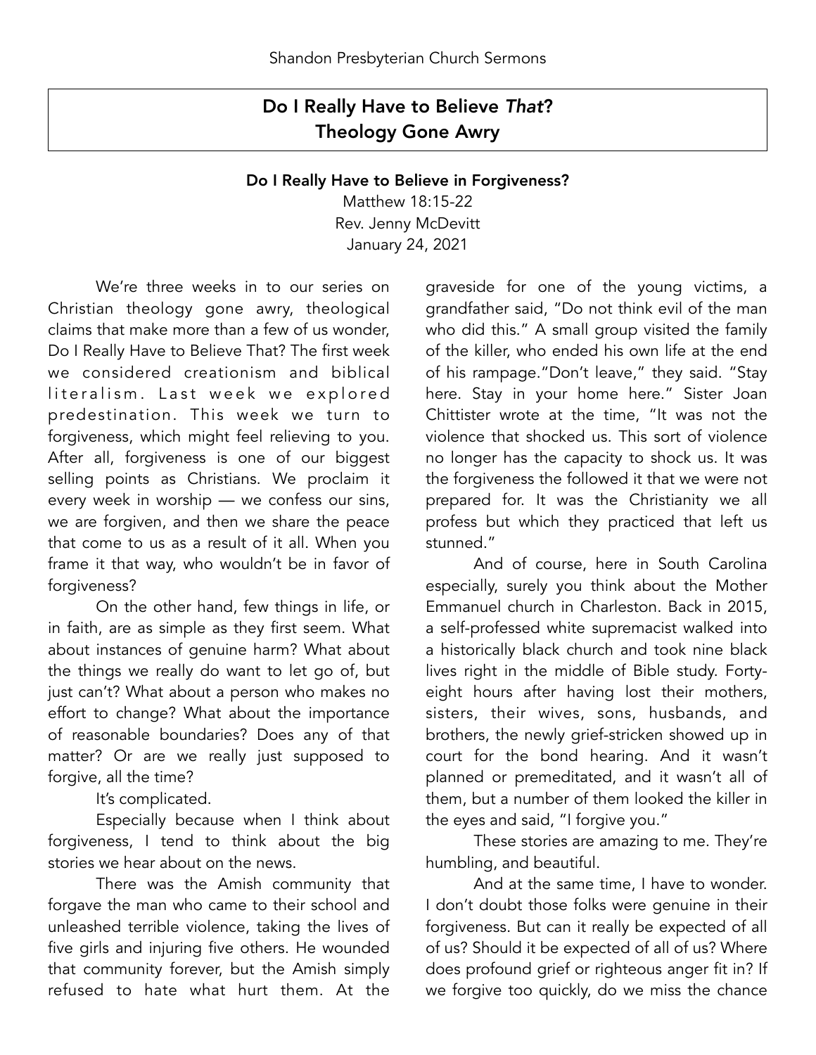# Do I Really Have to Believe *That*?
# Theology Gone Awry

## Do I Really Have to Believe in Forgiveness?

Matthew 18:15-22
Rev. Jenny McDevitt
January 24, 2021

We're three weeks in to our series on Christian theology gone awry, theological claims that make more than a few of us wonder, Do I Really Have to Believe That? The first week we considered creationism and biblical literalism. Last week we explored predestination. This week we turn to forgiveness, which might feel relieving to you. After all, forgiveness is one of our biggest selling points as Christians. We proclaim it every week in worship — we confess our sins, we are forgiven, and then we share the peace that come to us as a result of it all. When you frame it that way, who wouldn't be in favor of forgiveness?

On the other hand, few things in life, or in faith, are as simple as they first seem. What about instances of genuine harm? What about the things we really do want to let go of, but just can't? What about a person who makes no effort to change? What about the importance of reasonable boundaries? Does any of that matter? Or are we really just supposed to forgive, all the time?

It's complicated.

Especially because when I think about forgiveness, I tend to think about the big stories we hear about on the news.

There was the Amish community that forgave the man who came to their school and unleashed terrible violence, taking the lives of five girls and injuring five others. He wounded that community forever, but the Amish simply refused to hate what hurt them. At the graveside for one of the young victims, a grandfather said, "Do not think evil of the man who did this." A small group visited the family of the killer, who ended his own life at the end of his rampage."Don't leave," they said. "Stay here. Stay in your home here." Sister Joan Chittister wrote at the time, "It was not the violence that shocked us. This sort of violence no longer has the capacity to shock us. It was the forgiveness the followed it that we were not prepared for. It was the Christianity we all profess but which they practiced that left us stunned."

And of course, here in South Carolina especially, surely you think about the Mother Emmanuel church in Charleston. Back in 2015, a self-professed white supremacist walked into a historically black church and took nine black lives right in the middle of Bible study. Forty-eight hours after having lost their mothers, sisters, their wives, sons, husbands, and brothers, the newly grief-stricken showed up in court for the bond hearing. And it wasn't planned or premeditated, and it wasn't all of them, but a number of them looked the killer in the eyes and said, "I forgive you."

These stories are amazing to me. They're humbling, and beautiful.

And at the same time, I have to wonder. I don't doubt those folks were genuine in their forgiveness. But can it really be expected of all of us? Should it be expected of all of us? Where does profound grief or righteous anger fit in? If we forgive too quickly, do we miss the chance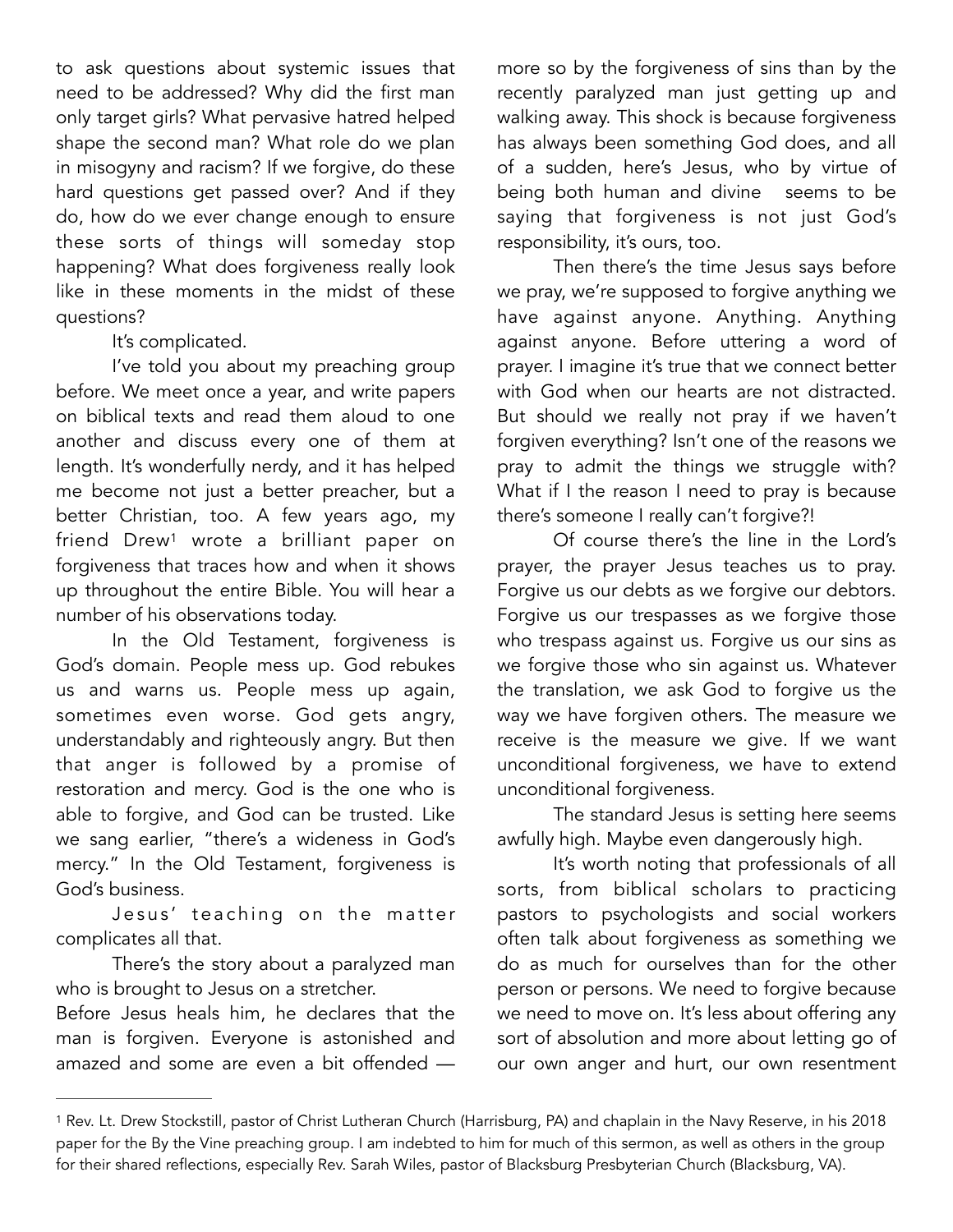to ask questions about systemic issues that need to be addressed? Why did the first man only target girls? What pervasive hatred helped shape the second man? What role do we plan in misogyny and racism? If we forgive, do these hard questions get passed over? And if they do, how do we ever change enough to ensure these sorts of things will someday stop happening? What does forgiveness really look like in these moments in the midst of these questions?

It's complicated.

I've told you about my preaching group before. We meet once a year, and write papers on biblical texts and read them aloud to one another and discuss every one of them at length. It's wonderfully nerdy, and it has helped me become not just a better preacher, but a better Christian, too. A few years ago, my friend Drew[1] wrote a brilliant paper on forgiveness that traces how and when it shows up throughout the entire Bible. You will hear a number of his observations today.

In the Old Testament, forgiveness is God's domain. People mess up. God rebukes us and warns us. People mess up again, sometimes even worse. God gets angry, understandably and righteously angry. But then that anger is followed by a promise of restoration and mercy. God is the one who is able to forgive, and God can be trusted. Like we sang earlier, "there's a wideness in God's mercy." In the Old Testament, forgiveness is God's business.

Jesus' teaching on the matter complicates all that.

There's the story about a paralyzed man who is brought to Jesus on a stretcher. Before Jesus heals him, he declares that the man is forgiven. Everyone is astonished and amazed and some are even a bit offended — more so by the forgiveness of sins than by the recently paralyzed man just getting up and walking away. This shock is because forgiveness has always been something God does, and all of a sudden, here's Jesus, who by virtue of being both human and divine seems to be saying that forgiveness is not just God's responsibility, it's ours, too.

Then there's the time Jesus says before we pray, we're supposed to forgive anything we have against anyone. Anything. Anything against anyone. Before uttering a word of prayer. I imagine it's true that we connect better with God when our hearts are not distracted. But should we really not pray if we haven't forgiven everything? Isn't one of the reasons we pray to admit the things we struggle with? What if I the reason I need to pray is because there's someone I really can't forgive?!

Of course there's the line in the Lord's prayer, the prayer Jesus teaches us to pray. Forgive us our debts as we forgive our debtors. Forgive us our trespasses as we forgive those who trespass against us. Forgive us our sins as we forgive those who sin against us. Whatever the translation, we ask God to forgive us the way we have forgiven others. The measure we receive is the measure we give. If we want unconditional forgiveness, we have to extend unconditional forgiveness.

The standard Jesus is setting here seems awfully high. Maybe even dangerously high.

It's worth noting that professionals of all sorts, from biblical scholars to practicing pastors to psychologists and social workers often talk about forgiveness as something we do as much for ourselves than for the other person or persons. We need to forgive because we need to move on. It's less about offering any sort of absolution and more about letting go of our own anger and hurt, our own resentment

---

[1] Rev. Lt. Drew Stockstill, pastor of Christ Lutheran Church (Harrisburg, PA) and chaplain in the Navy Reserve, in his 2018 paper for the By the Vine preaching group. I am indebted to him for much of this sermon, as well as others in the group for their shared reflections, especially Rev. Sarah Wiles, pastor of Blacksburg Presbyterian Church (Blacksburg, VA).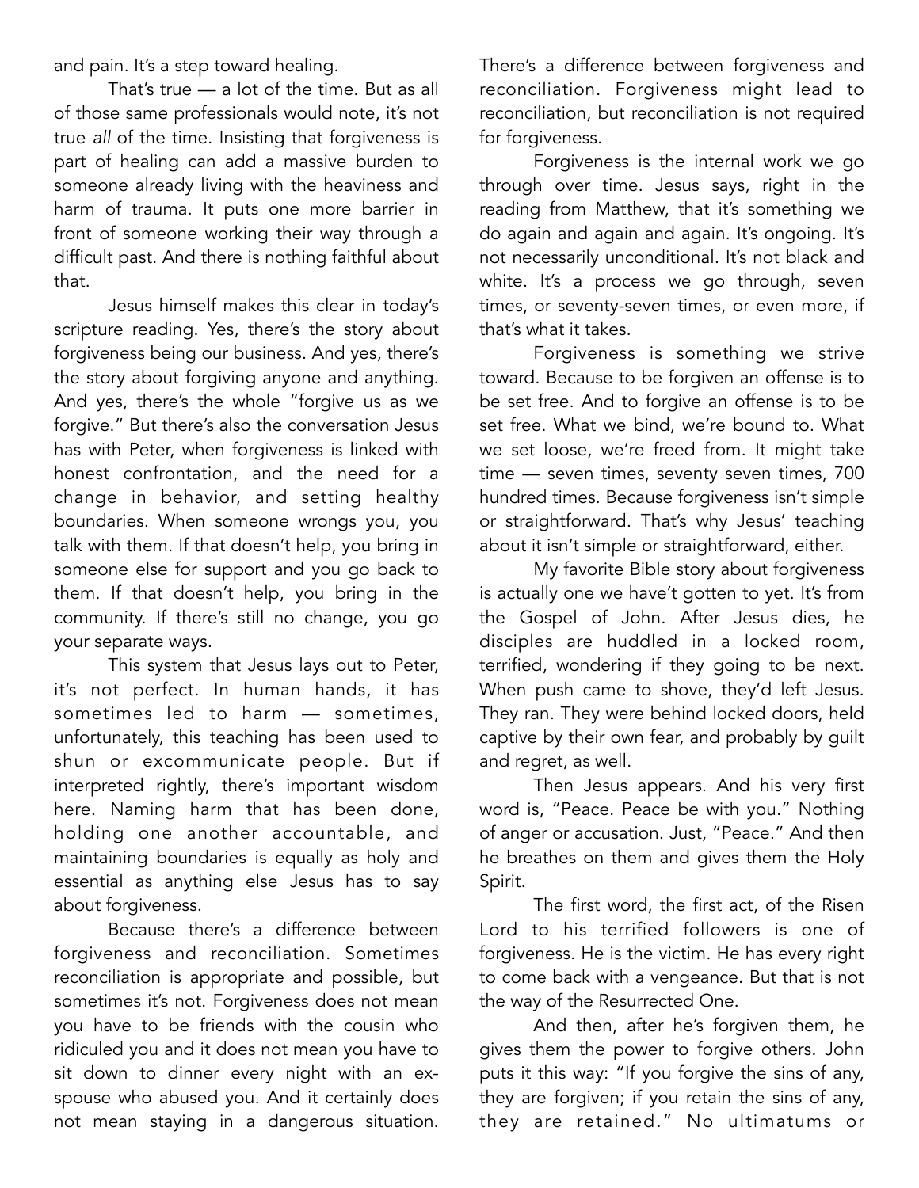and pain. It's a step toward healing.

That's true — a lot of the time. But as all of those same professionals would note, it's not true *all* of the time. Insisting that forgiveness is part of healing can add a massive burden to someone already living with the heaviness and harm of trauma. It puts one more barrier in front of someone working their way through a difficult past. And there is nothing faithful about that.

Jesus himself makes this clear in today's scripture reading. Yes, there's the story about forgiveness being our business. And yes, there's the story about forgiving anyone and anything. And yes, there's the whole "forgive us as we forgive." But there's also the conversation Jesus has with Peter, when forgiveness is linked with honest confrontation, and the need for a change in behavior, and setting healthy boundaries. When someone wrongs you, you talk with them. If that doesn't help, you bring in someone else for support and you go back to them. If that doesn't help, you bring in the community. If there's still no change, you go your separate ways.

This system that Jesus lays out to Peter, it's not perfect. In human hands, it has sometimes led to harm — sometimes, unfortunately, this teaching has been used to shun or excommunicate people. But if interpreted rightly, there's important wisdom here. Naming harm that has been done, holding one another accountable, and maintaining boundaries is equally as holy and essential as anything else Jesus has to say about forgiveness.

Because there's a difference between forgiveness and reconciliation. Sometimes reconciliation is appropriate and possible, but sometimes it's not. Forgiveness does not mean you have to be friends with the cousin who ridiculed you and it does not mean you have to sit down to dinner every night with an ex-spouse who abused you. And it certainly does not mean staying in a dangerous situation. There's a difference between forgiveness and reconciliation. Forgiveness might lead to reconciliation, but reconciliation is not required for forgiveness.

Forgiveness is the internal work we go through over time. Jesus says, right in the reading from Matthew, that it's something we do again and again and again. It's ongoing. It's not necessarily unconditional. It's not black and white. It's a process we go through, seven times, or seventy-seven times, or even more, if that's what it takes.

Forgiveness is something we strive toward. Because to be forgiven an offense is to be set free. And to forgive an offense is to be set free. What we bind, we're bound to. What we set loose, we're freed from. It might take time — seven times, seventy seven times, 700 hundred times. Because forgiveness isn't simple or straightforward. That's why Jesus' teaching about it isn't simple or straightforward, either.

My favorite Bible story about forgiveness is actually one we have't gotten to yet. It's from the Gospel of John. After Jesus dies, he disciples are huddled in a locked room, terrified, wondering if they going to be next. When push came to shove, they'd left Jesus. They ran. They were behind locked doors, held captive by their own fear, and probably by guilt and regret, as well.

Then Jesus appears. And his very first word is, "Peace. Peace be with you." Nothing of anger or accusation. Just, "Peace." And then he breathes on them and gives them the Holy Spirit.

The first word, the first act, of the Risen Lord to his terrified followers is one of forgiveness. He is the victim. He has every right to come back with a vengeance. But that is not the way of the Resurrected One.

And then, after he's forgiven them, he gives them the power to forgive others. John puts it this way: "If you forgive the sins of any, they are forgiven; if you retain the sins of any, they are retained." No ultimatums or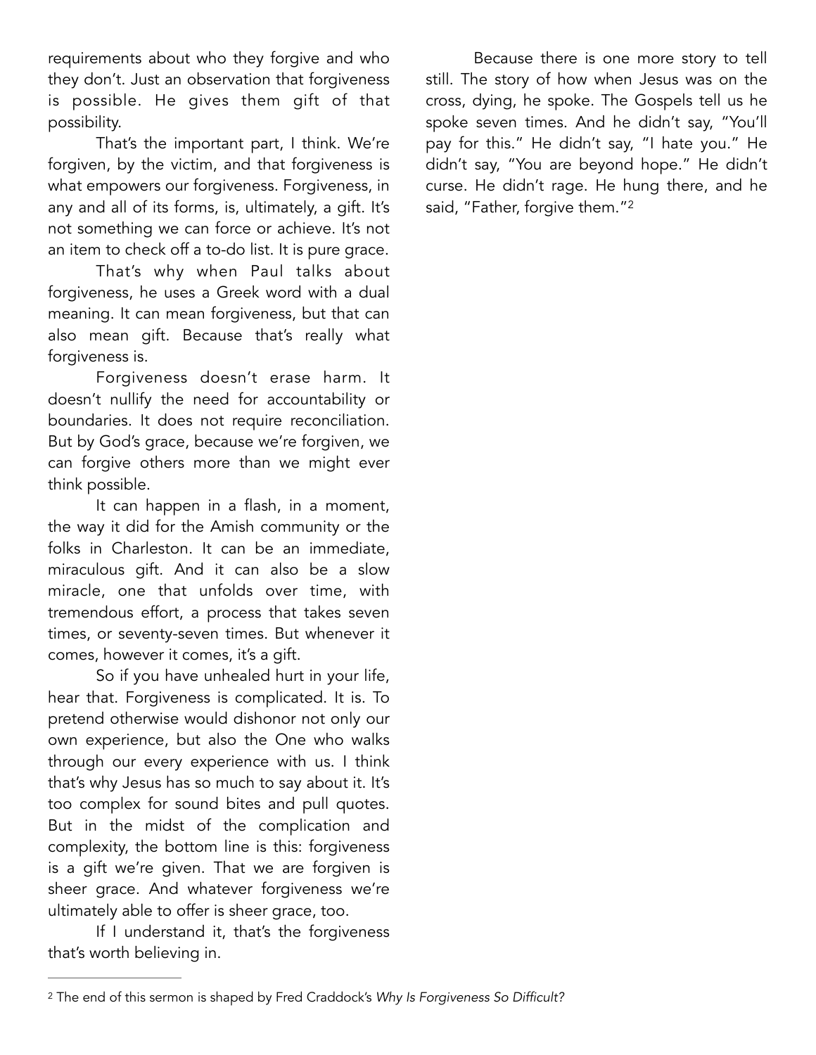requirements about who they forgive and who they don't. Just an observation that forgiveness is possible. He gives them gift of that possibility.

That's the important part, I think. We're forgiven, by the victim, and that forgiveness is what empowers our forgiveness. Forgiveness, in any and all of its forms, is, ultimately, a gift. It's not something we can force or achieve. It's not an item to check off a to-do list. It is pure grace.

That's why when Paul talks about forgiveness, he uses a Greek word with a dual meaning. It can mean forgiveness, but that can also mean gift. Because that's really what forgiveness is.

Forgiveness doesn't erase harm. It doesn't nullify the need for accountability or boundaries. It does not require reconciliation. But by God's grace, because we're forgiven, we can forgive others more than we might ever think possible.

It can happen in a flash, in a moment, the way it did for the Amish community or the folks in Charleston. It can be an immediate, miraculous gift. And it can also be a slow miracle, one that unfolds over time, with tremendous effort, a process that takes seven times, or seventy-seven times. But whenever it comes, however it comes, it's a gift.

So if you have unhealed hurt in your life, hear that. Forgiveness is complicated. It is. To pretend otherwise would dishonor not only our own experience, but also the One who walks through our every experience with us. I think that's why Jesus has so much to say about it. It's too complex for sound bites and pull quotes. But in the midst of the complication and complexity, the bottom line is this: forgiveness is a gift we're given. That we are forgiven is sheer grace. And whatever forgiveness we're ultimately able to offer is sheer grace, too.

If I understand it, that's the forgiveness that's worth believing in.

Because there is one more story to tell still. The story of how when Jesus was on the cross, dying, he spoke. The Gospels tell us he spoke seven times. And he didn't say, "You'll pay for this." He didn't say, "I hate you." He didn't say, "You are beyond hope." He didn't curse. He didn't rage. He hung there, and he said, "Father, forgive them."[2]

---

[2] The end of this sermon is shaped by Fred Craddock's *Why Is Forgiveness So Difficult?*